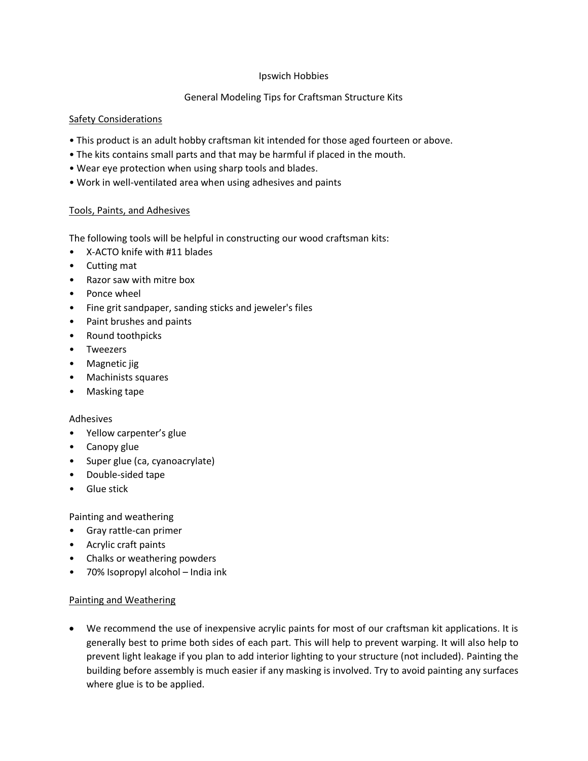# Ipswich Hobbies

## General Modeling Tips for Craftsman Structure Kits

### Safety Considerations

- This product is an adult hobby craftsman kit intended for those aged fourteen or above.
- The kits contains small parts and that may be harmful if placed in the mouth.
- Wear eye protection when using sharp tools and blades.
- Work in well-ventilated area when using adhesives and paints

### Tools, Paints, and Adhesives

The following tools will be helpful in constructing our wood craftsman kits:

- X-ACTO knife with #11 blades
- Cutting mat
- Razor saw with mitre box
- Ponce wheel
- Fine grit sandpaper, sanding sticks and jeweler's files
- Paint brushes and paints
- Round toothpicks
- Tweezers
- Magnetic jig
- Machinists squares
- Masking tape

Adhesives

- Yellow carpenter's glue
- Canopy glue
- Super glue (ca, cyanoacrylate)
- Double-sided tape
- Glue stick

Painting and weathering

- Gray rattle-can primer
- Acrylic craft paints
- Chalks or weathering powders
- 70% Isopropyl alcohol – India ink

### Painting and Weathering

- We recommend the use of inexpensive acrylic paints for most of our craftsman kit applications. It is generally best to prime both sides of each part. This will help to prevent warping. It will also help to prevent light leakage if you plan to add interior lighting to your structure (not included). Painting the building before assembly is much easier if any masking is involved. Try to avoid painting any surfaces where glue is to be applied.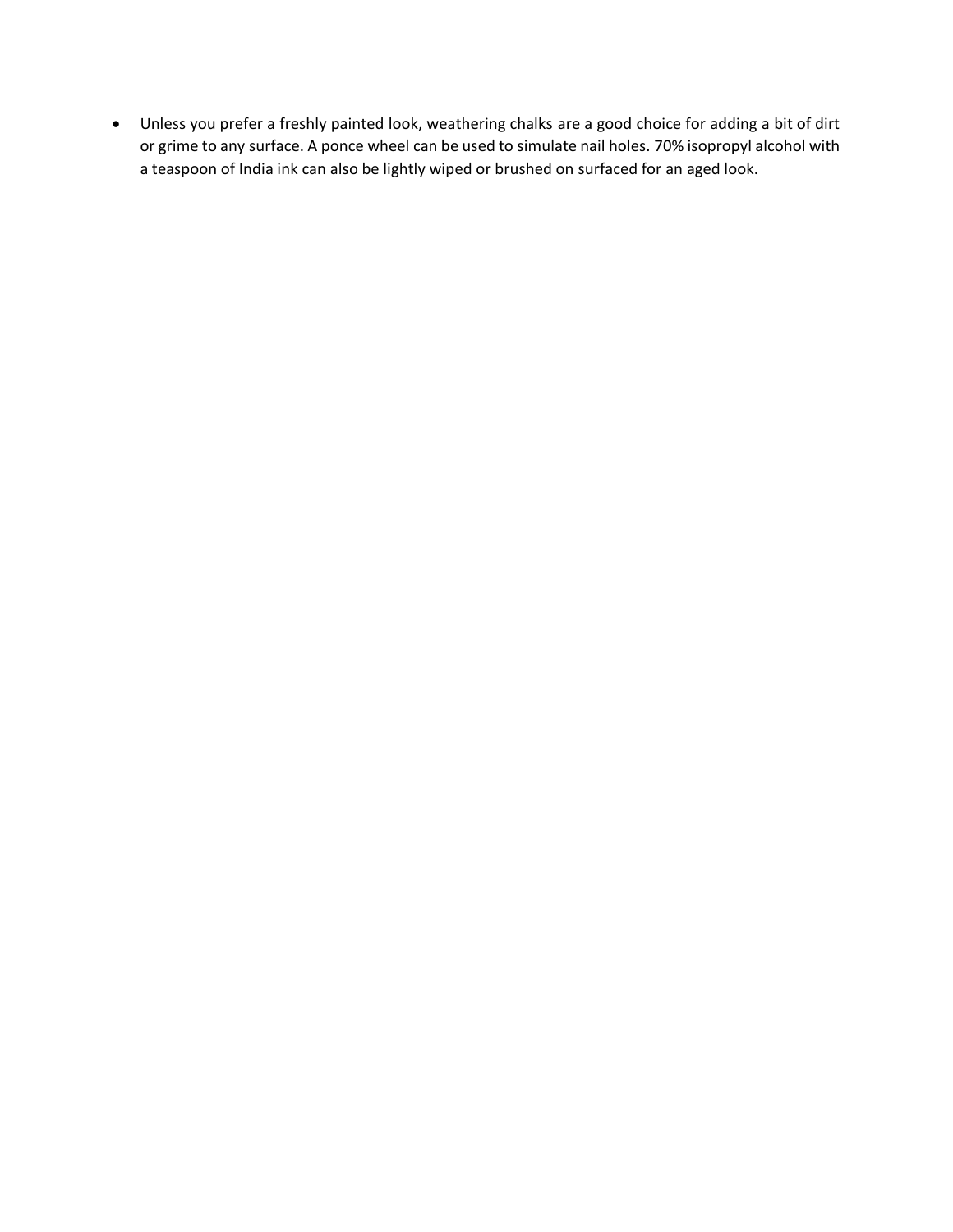- Unless you prefer a freshly painted look, weathering chalks are a good choice for adding a bit of dirt or grime to any surface. A ponce wheel can be used to simulate nail holes. 70% isopropyl alcohol with a teaspoon of India ink can also be lightly wiped or brushed on surfaced for an aged look.